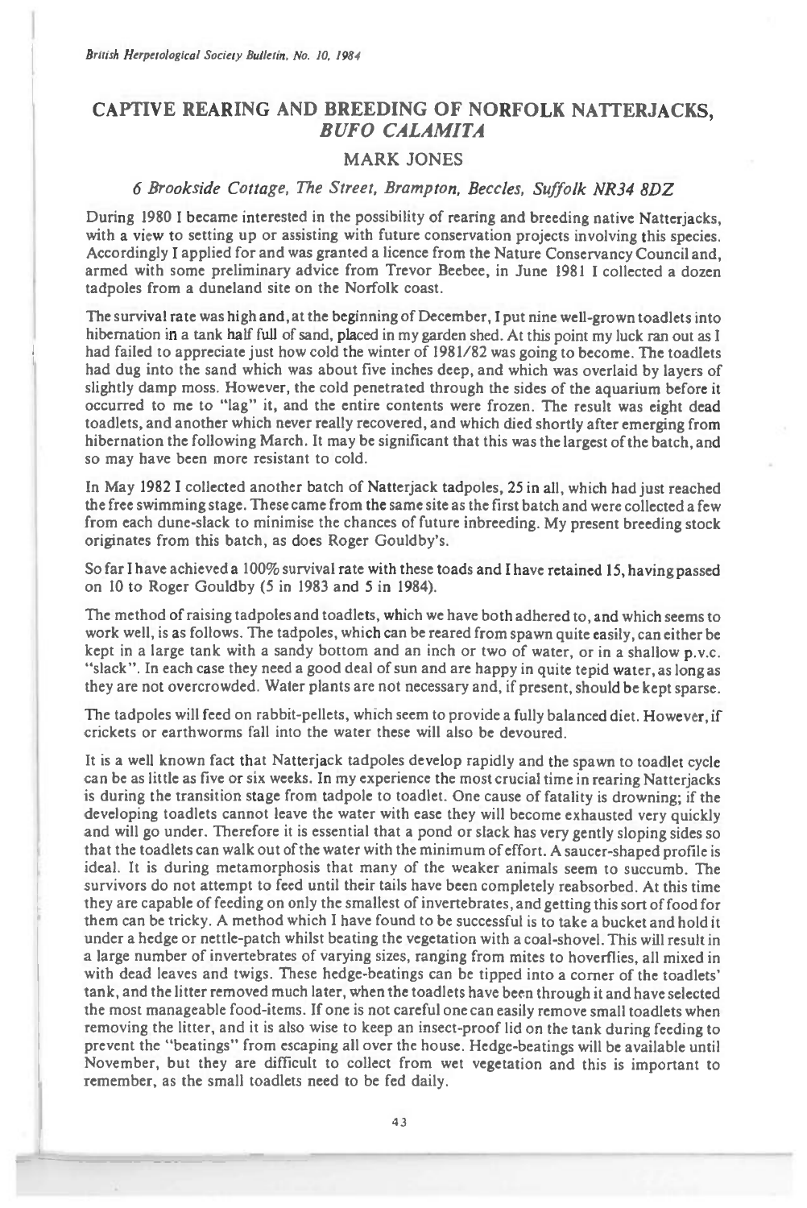# CAPTIVE REARING AND BREEDING OF NORFOLK NATTERJACKS, *BUFO CALAMITA*

## MARK JONES

*6 Brookside Cottage, The Street, Brampton, Beccles, Suffolk NR34 8DZ*

During 1980 I became interested in the possibility of rearing and breeding native Natterjacks, with a view to setting up or assisting with future conservation projects involving this species. Accordingly I applied for and was granted a licence from the Nature Conservancy Council and, armed with some preliminary advice from Trevor Beebee, in June 1981 I collected a dozen tadpoles from a duneland site on the Norfolk coast.

The survival rate was high and, at the beginning of December, I put nine well-grown toadlets into hibernation in a tank half full of sand, placed in my garden shed. At this point my luck ran out as I had failed to appreciate just how cold the winter of 1981/82 was going to become. The toadlets had dug into the sand which was about five inches deep, and which was overlaid by layers of slightly damp moss. However, the cold penetrated through the sides of the aquarium before it occurred to me to "lag" it, and the entire contents were frozen. The result was eight dead toadlets, and another which never really recovered, and which died shortly after emerging from hibernation the following March. It may be significant that this was the largest of the batch, and so may have been more resistant to cold.

In May 1982 I collected another batch of Natterjack tadpoles, 25 in all, which had just reached the free swimming stage. These came from the same site as the first batch and were collected a few from each dune-slack to minimise the chances of future inbreeding. My present breeding stock originates from this batch, as does Roger Gouldby's.

So far I have achieved a 100% survival rate with these toads and I have retained 15, having passed on 10 to Roger Gouldby (5 in 1983 and 5 in 1984).

The method of raising tadpoles and toadlets, which we have both adhered to, and which seems to work well, is as follows. The tadpoles, which can be reared from spawn quite easily, can either be kept in a large tank with a sandy bottom and an inch or two of water, or in a shallow p.v.c. "slack". In each case they need a good deal of sun and are happy in quite tepid water, as long as they are not overcrowded. Water plants are not necessary and, if present, should be kept sparse.

The tadpoles will feed on rabbit-pellets, which seem to provide a fully balanced diet. However, if crickets or earthworms fall into the water these will also be devoured.

It is a well known fact that Natterjack tadpoles develop rapidly and the spawn to toadlet cycle can be as little as five or six weeks. In my experience the most crucial time in rearing Natterjacks is during the transition stage from tadpole to toadlet. One cause of fatality is drowning; if the developing toadlets cannot leave the water with ease they will become exhausted very quickly and will go under. Therefore it is essential that a pond or slack has very gently sloping sides so that the toadlets can walk out of the water with the minimum of effort. A saucer-shaped profile is ideal. It is during metamorphosis that many of the weaker animals seem to succumb. The survivors do not attempt to feed until their tails have been completely reabsorbed. At this time they are capable of feeding on only the smallest of invertebrates, and getting this sort of food for them can be tricky. A method which I have found to be successful is to take a bucket and hold it under a hedge or nettle-patch whilst beating the vegetation with a coal-shovel. This will result in a large number of invertebrates of varying sizes, ranging from mites to hoverflies, all mixed in with dead leaves and twigs. These hedge-beatings can be tipped into a corner of the toadlets' tank, and the litter removed much later, when the toadlets have been through it and have selected the most manageable food-items. If one is not careful one can easily remove small toadlets when removing the litter, and it is also wise to keep an insect-proof lid on the tank during feeding to prevent the "beatings" from escaping all over the house. Hedge-beatings will be available until November, but they are difficult to collect from wet vegetation and this is important to remember, as the small toadlets need to be fed daily.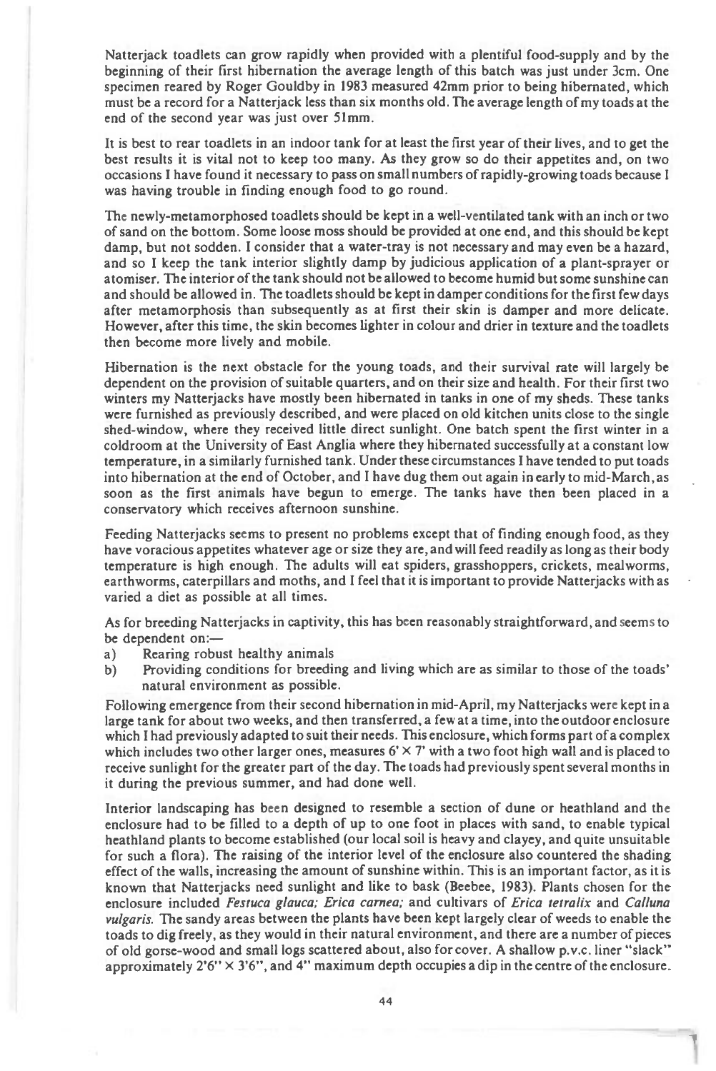Natterjack toadlets can grow rapidly when provided with a plentiful food-supply and by the beginning of their first hibernation the average length of this batch was just under 3cm. One specimen reared by Roger Gouldby in 1983 measured 42mm prior to being hibernated, which must be a record for a Natterjack less than six months old. The average length of my toads at the end of the second year was just over 51mm.

It is best to rear toadlets in an indoor tank for at least the first year of their lives, and to get the best results it is vital not to keep too many. As they grow so do their appetites and, on two occasions I have found it necessary to pass on small numbers of rapidly-growing toads because I was having trouble in finding enough food to go round.

The newly-metamorphosed toadlets should be kept in a well-ventilated tank with an inch or two of sand on the bottom. Some loose moss should be provided at one end, and this should be kept damp, but not sodden. I consider that a water-tray is not necessary and may even be a hazard, and so I keep the tank interior slightly damp by judicious application of a plant-sprayer or atomiser. The interior of the tank should not be allowed to become humid but some sunshine can and should be allowed in. The toadlets should be kept in damper conditions for the first few days after metamorphosis than subsequently as at first their skin is damper and more delicate. However, after this time, the skin becomes lighter in colour and drier in texture and the toadlets then become more lively and mobile.

Hibernation is the next obstacle for the young toads, and their survival rate will largely be dependent on the provision of suitable quarters, and on their size and health. For their first two winters my Natterjacks have mostly been hibernated in tanks in one of my sheds. These tanks were furnished as previously described, and were placed on old kitchen units close to the single shed-window, where they received little direct sunlight. One batch spent the first winter in a coldroom at the University of East Anglia where they hibernated successfully at a constant low temperature, in a similarly furnished tank. Under these circumstances I have tended to put toads into hibernation at the end of October, and I have dug them out again in early to mid-March, as soon as the first animals have begun to emerge. The tanks have then been placed in a conservatory which receives afternoon sunshine.

Feeding Natterjacks seems to present no problems except that of finding enough food, as they have voracious appetites whatever age or size they are, and will feed readily as long as their body temperature is high enough. The adults will eat spiders, grasshoppers, crickets, mealworms, earthworms, caterpillars and moths, and I feel that it is important to provide Natterjacks with as varied a diet as possible at all times.

As for breeding Natterjacks in captivity, this has been reasonably straightforward, and seems to be dependent on:—

a) Rearing robust healthy animals
b) Providing conditions for breeding and living which are as similar to those of the toads' natural environment as possible.

Following emergence from their second hibernation in mid-April, my Natterjacks were kept in a large tank for about two weeks, and then transferred, a few at a time, into the outdoor enclosure which I had previously adapted to suit their needs. This enclosure, which forms part of a complex which includes two other larger ones, measures 6' × 7' with a two foot high wall and is placed to receive sunlight for the greater part of the day. The toads had previously spent several months in it during the previous summer, and had done well.

Interior landscaping has been designed to resemble a section of dune or heathland and the enclosure had to be filled to a depth of up to one foot in places with sand, to enable typical heathland plants to become established (our local soil is heavy and clayey, and quite unsuitable for such a flora). The raising of the interior level of the enclosure also countered the shading effect of the walls, increasing the amount of sunshine within. This is an important factor, as it is known that Natterjacks need sunlight and like to bask (Beebee, 1983). Plants chosen for the enclosure included *Festuca glauca; Erica carnea;* and cultivars of *Erica tetralix* and *Calluna vulgaris.* The sandy areas between the plants have been kept largely clear of weeds to enable the toads to dig freely, as they would in their natural environment, and there are a number of pieces of old gorse-wood and small logs scattered about, also for cover. A shallow p.v.c. liner "slack" approximately 2'6" × 3'6", and 4" maximum depth occupies a dip in the centre of the enclosure.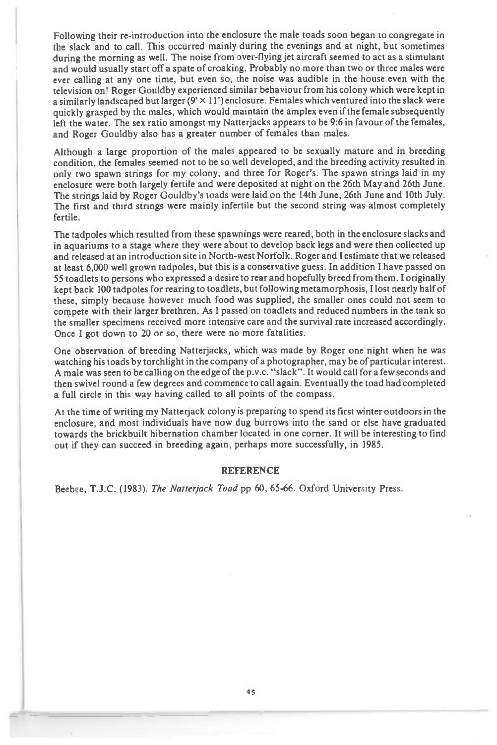Following their re-introduction into the enclosure the male toads soon began to congregate in the slack and to call. This occurred mainly during the evenings and at night, but sometimes during the morning as well. The noise from over-flying jet aircraft seemed to act as a stimulant and would usually start off a spate of croaking. Probably no more than two or three males were ever calling at any one time, but even so, the noise was audible in the house even with the television on! Roger Gouldby experienced similar behaviour from his colony which were kept in a similarly landscaped but larger (9' × 11') enclosure. Females which ventured into the slack were quickly grasped by the males, which would maintain the amplex even if the female subsequently left the water. The sex ratio amongst my Natterjacks appears to be 9:6 in favour of the females, and Roger Gouldby also has a greater number of females than males.

Although a large proportion of the males appeared to be sexually mature and in breeding condition, the females seemed not to be so well developed, and the breeding activity resulted in only two spawn strings for my colony, and three for Roger's. The spawn strings laid in my enclosure were both largely fertile and were deposited at night on the 26th May and 26th June. The strings laid by Roger Gouldby's toads were laid on the 14th June, 26th June and 10th July. The first and third strings were mainly infertile but the second string was almost completely fertile.

The tadpoles which resulted from these spawnings were reared, both in the enclosure slacks and in aquariums to a stage where they were about to develop back legs and were then collected up and released at an introduction site in North-west Norfolk. Roger and I estimate that we released at least 6,000 well grown tadpoles, but this is a conservative guess. In addition I have passed on 55 toadlets to persons who expressed a desire to rear and hopefully breed from them. I originally kept back 100 tadpoles for rearing to toadlets, but following metamorphosis, I lost nearly half of these, simply because however much food was supplied, the smaller ones could not seem to compete with their larger brethren. As I passed on toadlets and reduced numbers in the tank so the smaller specimens received more intensive care and the survival rate increased accordingly. Once I got down to 20 or so, there were no more fatalities.

One observation of breeding Natterjacks, which was made by Roger one night when he was watching his toads by torchlight in the company of a photographer, may be of particular interest. A male was seen to be calling on the edge of the p.v.c. "slack". It would call for a few seconds and then swivel round a few degrees and commence to call again. Eventually the toad had completed a full circle in this way having called to all points of the compass.

At the time of writing my Natterjack colony is preparing to spend its first winter outdoors in the enclosure, and most individuals have now dug burrows into the sand or else have graduated towards the brickbuilt hibernation chamber located in one corner. It will be interesting to find out if they can succeed in breeding again, perhaps more successfully, in 1985.

## REFERENCE

Beebee, T.J.C. (1983). *The Natterjack Toad* pp 60, 65-66. Oxford University Press.